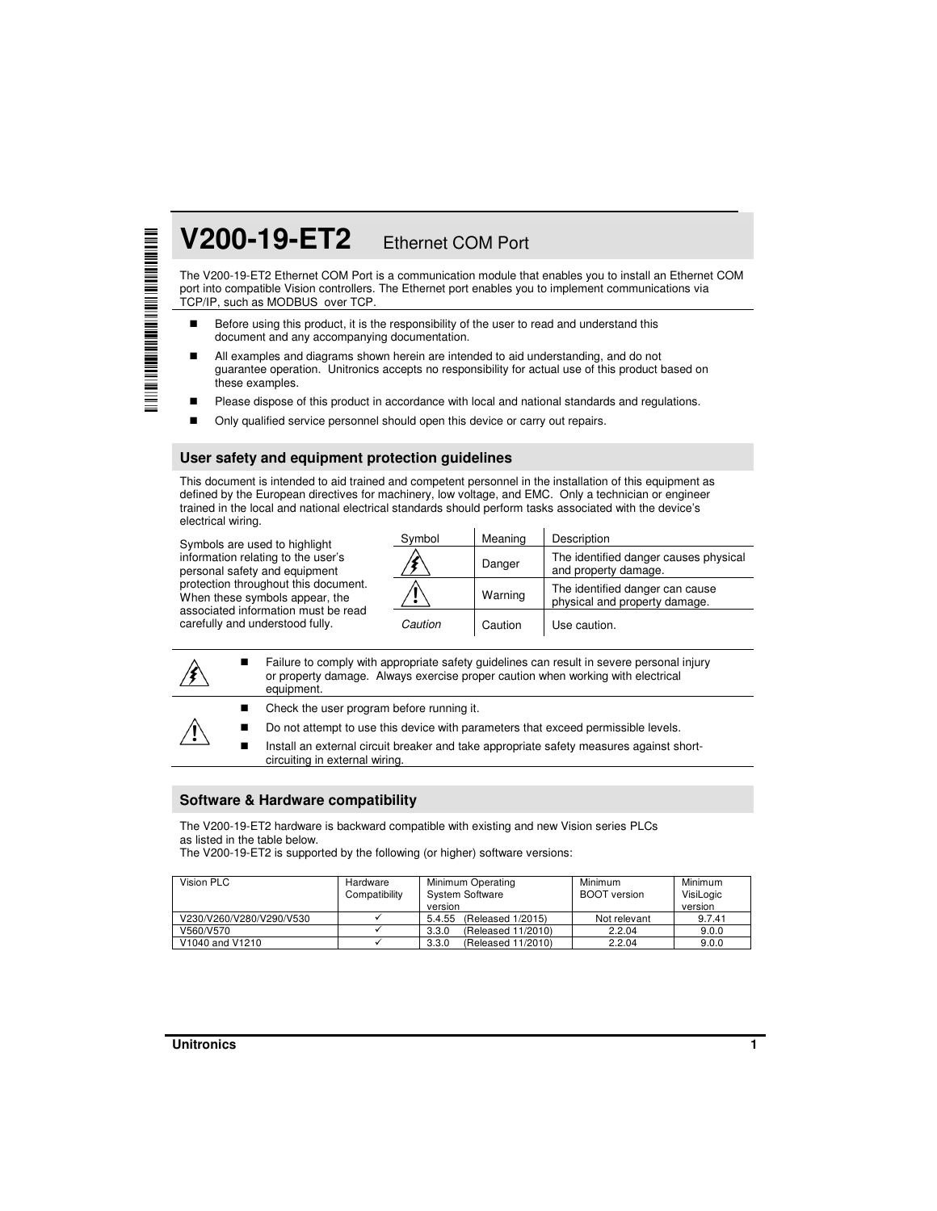# V200-19-ET2 Ethernet COM Port

The V200-19-ET2 Ethernet COM Port is a communication module that enables you to install an Ethernet COM port into compatible Vision controllers. The Ethernet port enables you to implement communications via TCP/IP, such as MODBUS over TCP.

- Before using this product, it is the responsibility of the user to read and understand this document and any accompanying documentation.
- All examples and diagrams shown herein are intended to aid understanding, and do not guarantee operation. Unitronics accepts no responsibility for actual use of this product based on these examples.
- Please dispose of this product in accordance with local and national standards and regulations.
- Only qualified service personnel should open this device or carry out repairs.

## User safety and equipment protection guidelines

This document is intended to aid trained and competent personnel in the installation of this equipment as defined by the European directives for machinery, low voltage, and EMC. Only a technician or engineer trained in the local and national electrical standards should perform tasks associated with the device's electrical wiring.

Symbols are used to highlight information relating to the user's personal safety and equipment protection throughout this document. When these symbols appear, the associated information must be read carefully and understood fully.

| Symbol | Meaning | Description |
|---|---|---|
| ⚡ | Danger | The identified danger causes physical and property damage. |
| ⚠ | Warning | The identified danger can cause physical and property damage. |
| *Caution* | Caution | Use caution. |

⚡
- Failure to comply with appropriate safety guidelines can result in severe personal injury or property damage. Always exercise proper caution when working with electrical equipment.

⚠
- Check the user program before running it.
- Do not attempt to use this device with parameters that exceed permissible levels.
- Install an external circuit breaker and take appropriate safety measures against short-circuiting in external wiring.

## Software & Hardware compatibility

The V200-19-ET2 hardware is backward compatible with existing and new Vision series PLCs as listed in the table below.
The V200-19-ET2 is supported by the following (or higher) software versions:

| Vision PLC | Hardware Compatibility | Minimum Operating System Software version | Minimum BOOT version | Minimum VisiLogic version |
|---|---|---|---|---|
| V230/V260/V280/V290/V530 | ✓ | 5.4.55 (Released 1/2015) | Not relevant | 9.7.41 |
| V560/V570 | ✓ | 3.3.0 (Released 11/2010) | 2.2.04 | 9.0.0 |
| V1040 and V1210 | ✓ | 3.3.0 (Released 11/2010) | 2.2.04 | 9.0.0 |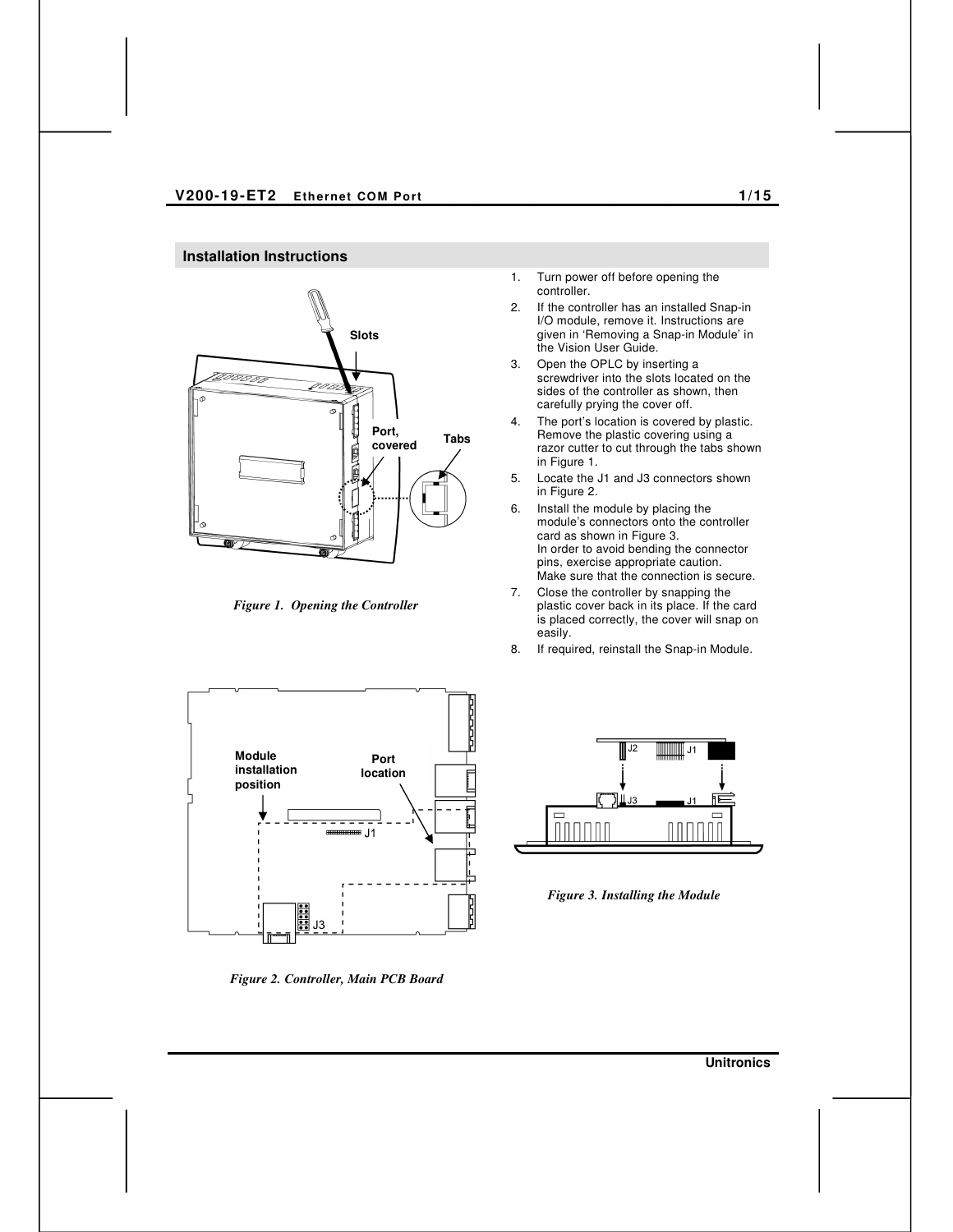## Installation Instructions

1. Turn power off before opening the controller.
2. If the controller has an installed Snap-in I/O module, remove it. Instructions are given in 'Removing a Snap-in Module' in the Vision User Guide.
3. Open the OPLC by inserting a screwdriver into the slots located on the sides of the controller as shown, then carefully prying the cover off.
4. The port's location is covered by plastic. Remove the plastic covering using a razor cutter to cut through the tabs shown in Figure 1.
5. Locate the J1 and J3 connectors shown in Figure 2.
6. Install the module by placing the module's connectors onto the controller card as shown in Figure 3.
   In order to avoid bending the connector pins, exercise appropriate caution.
   Make sure that the connection is secure.
7. Close the controller by snapping the plastic cover back in its place. If the card is placed correctly, the cover will snap on easily.
8. If required, reinstall the Snap-in Module.

*Figure 1. Opening the Controller*

*Figure 2. Controller, Main PCB Board*

*Figure 3. Installing the Module*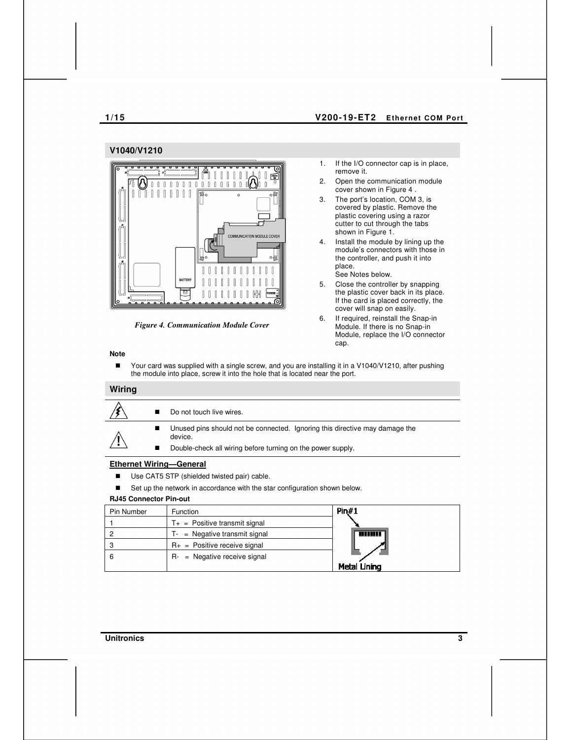## V1040/V1210

Figure 4. Communication Module Cover

1. If the I/O connector cap is in place, remove it.
2. Open the communication module cover shown in Figure 4 .
3. The port's location, COM 3, is covered by plastic. Remove the plastic covering using a razor cutter to cut through the tabs shown in Figure 1.
4. Install the module by lining up the module's connectors with those in the controller, and push it into place.
   See Notes below.
5. Close the controller by snapping the plastic cover back in its place. If the card is placed correctly, the cover will snap on easily.
6. If required, reinstall the Snap-in Module. If there is no Snap-in Module, replace the I/O connector cap.

**Note**

- Your card was supplied with a single screw, and you are installing it in a V1040/V1210, after pushing the module into place, screw it into the hole that is located near the port.

## Wiring

- Do not touch live wires.

- Unused pins should not be connected. Ignoring this directive may damage the device.
- Double-check all wiring before turning on the power supply.

### Ethernet Wiring—General

- Use CAT5 STP (shielded twisted pair) cable.
- Set up the network in accordance with the star configuration shown below.

**RJ45 Connector Pin-out**

| Pin Number | Function |
|---|---|
| 1 | T+ = Positive transmit signal |
| 2 | T- = Negative transmit signal |
| 3 | R+ = Positive receive signal |
| 6 | R- = Negative receive signal |

Pin#1

Metal Lining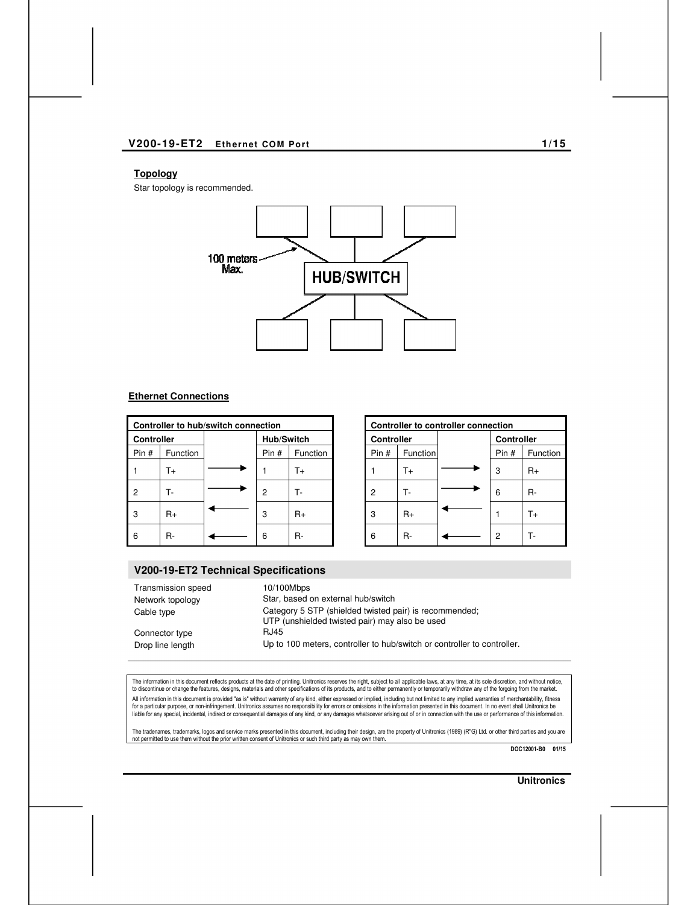## Topology

Star topology is recommended.

100 meters Max.

HUB/SWITCH

## Ethernet Connections

| Controller to hub/switch connection | | | | |
|---|---|---|---|---|
| **Controller** | | | **Hub/Switch** | |
| Pin # | Function | | Pin # | Function |
| 1 | T+ | → | 1 | T+ |
| 2 | T- | → | 2 | T- |
| 3 | R+ | ← | 3 | R+ |
| 6 | R- | ← | 6 | R- |

| Controller to controller connection | | | | |
|---|---|---|---|---|
| **Controller** | | | **Controller** | |
| Pin # | Function | | Pin # | Function |
| 1 | T+ | → | 3 | R+ |
| 2 | T- | → | 6 | R- |
| 3 | R+ | ← | 1 | T+ |
| 6 | R- | ← | 2 | T- |

## V200-19-ET2 Technical Specifications

| | |
|---|---|
| Transmission speed | 10/100Mbps |
| Network topology | Star, based on external hub/switch |
| Cable type | Category 5 STP (shielded twisted pair) is recommended; UTP (unshielded twisted pair) may also be used |
| Connector type | RJ45 |
| Drop line length | Up to 100 meters, controller to hub/switch or controller to controller. |

The information in this document reflects products at the date of printing. Unitronics reserves the right, subject to all applicable laws, at any time, at its sole discretion, and without notice, to discontinue or change the features, designs, materials and other specifications of its products, and to either permanently or temporarily withdraw any of the forgoing from the market.
All information in this document is provided "as is" without warranty of any kind, either expressed or implied, including but not limited to any implied warranties of merchantability, fitness for a particular purpose, or non-infringement. Unitronics assumes no responsibility for errors or omissions in the information presented in this document. In no event shall Unitronics be liable for any special, incidental, indirect or consequential damages of any kind, or any damages whatsoever arising out of or in connection with the use or performance of this information.

The tradenames, trademarks, logos and service marks presented in this document, including their design, are the property of Unitronics (1989) (R"G) Ltd. or other third parties and you are not permitted to use them without the prior written consent of Unitronics or such third party as may own them.

DOC12001-B0 01/15